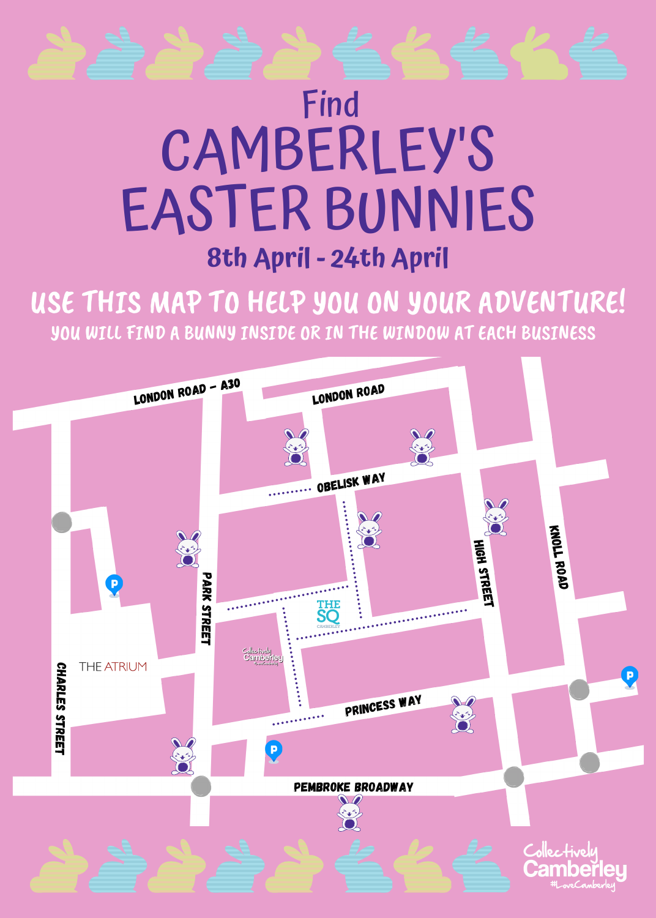Find

# CAMBERLEY'S EASTER BUNNIES

## 8th April - 24th April

**USE THIS MAP TO HELP YOU ON YOUR ADVENTURE!**

YOU WILL FIND A BUNNY INSIDE OR IN THE WINDOW AT EACH BUSINESS

LONDON ROAD - A30

LONDON ROAD

OBELISK WAY

PARK STREET

HIGH STREET

KNOLL ROAD

THE SQ CAMBERLEY

THE ATRIUM

Collectively Camberley

CHARLES STREET

PRINCESS WAY

PEMBROKE BROADWAY

Collectively Camberley #LoveCamberley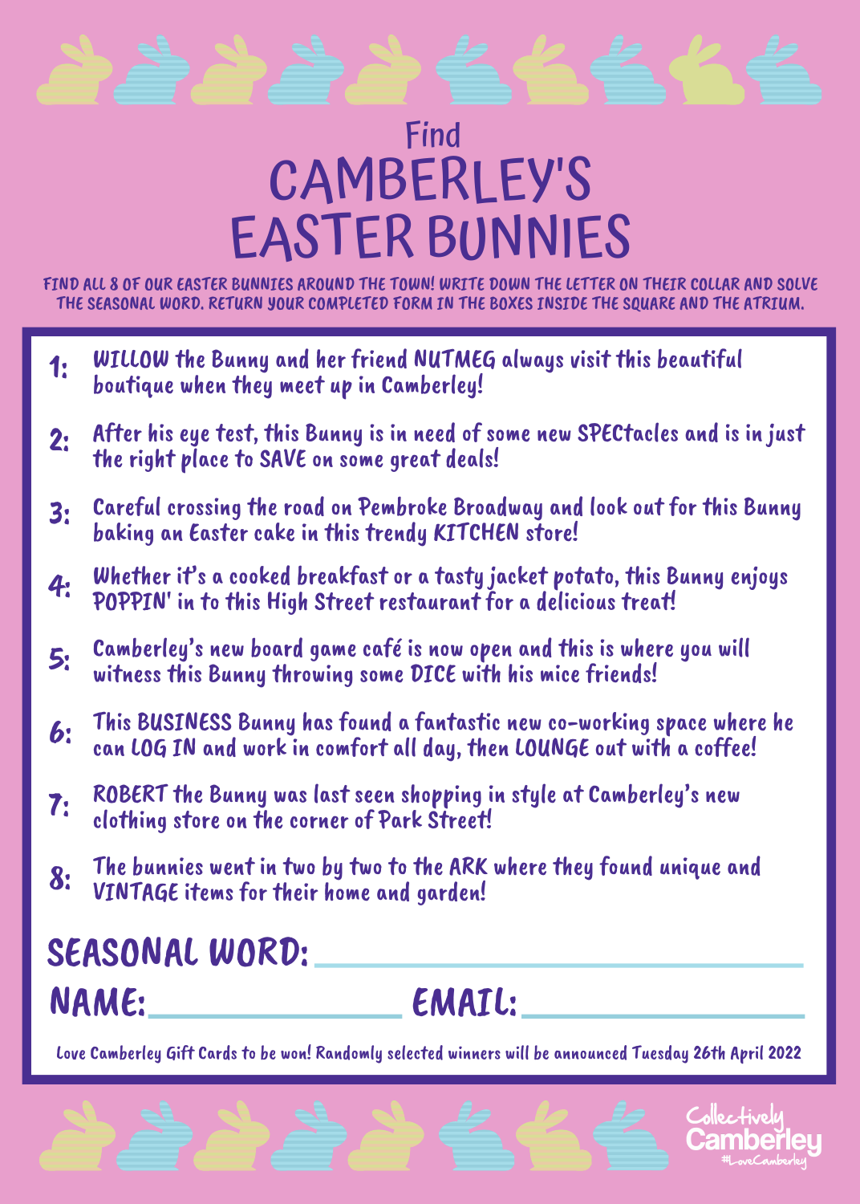# Find CAMBERLEY'S EASTER BUNNIES

FIND ALL 8 OF OUR EASTER BUNNIES AROUND THE TOWN! WRITE DOWN THE LETTER ON THEIR COLLAR AND SOLVE THE SEASONAL WORD. RETURN YOUR COMPLETED FORM IN THE BOXES INSIDE THE SQUARE AND THE ATRIUM.

1: WILLOW the Bunny and her friend NUTMEG always visit this beautiful boutique when they meet up in Camberley!

2: After his eye test, this Bunny is in need of some new SPECtacles and is in just the right place to SAVE on some great deals!

3: Careful crossing the road on Pembroke Broadway and look out for this Bunny baking an Easter cake in this trendy KITCHEN store!

4: Whether it's a cooked breakfast or a tasty jacket potato, this Bunny enjoys POPPIN' in to this High Street restaurant for a delicious treat!

5: Camberley's new board game café is now open and this is where you will witness this Bunny throwing some DICE with his mice friends!

6: This BUSINESS Bunny has found a fantastic new co-working space where he can LOG IN and work in comfort all day, then LOUNGE out with a coffee!

7: ROBERT the Bunny was last seen shopping in style at Camberley's new clothing store on the corner of Park Street!

8: The bunnies went in two by two to the ARK where they found unique and VINTAGE items for their home and garden!

**SEASONAL WORD:** ____________________

**NAME:** ____________ **EMAIL:** ____________

Love Camberley Gift Cards to be won! Randomly selected winners will be announced Tuesday 26th April 2022

Collectively Camberley #LoveCamberley